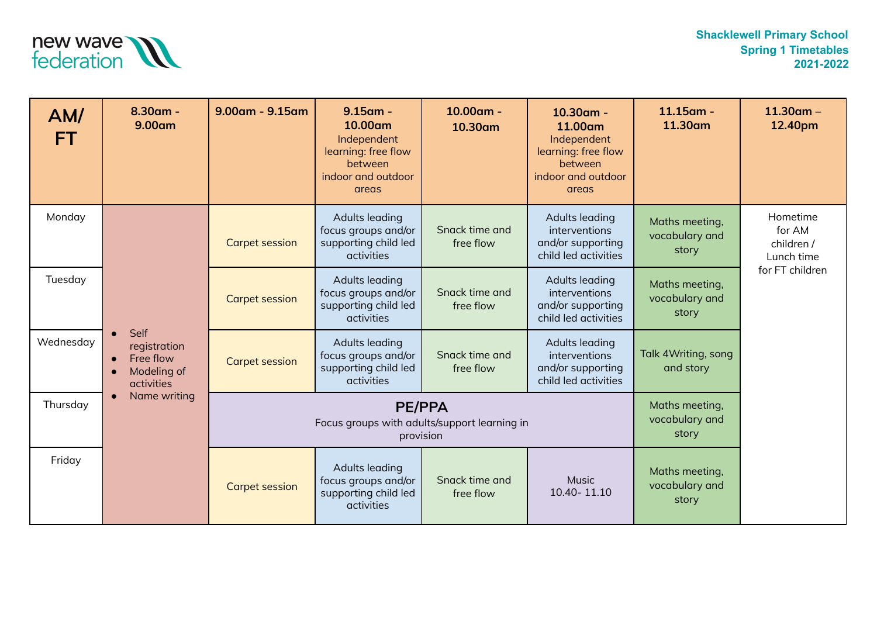new wave federation

**Shacklewell Primary School**
**Spring 1 Timetables**
**2021-2022**

| AM/ FT | 8.30am - 9.00am | 9.00am - 9.15am | 9.15am - 10.00am Independent learning: free flow between indoor and outdoor areas | 10.00am - 10.30am | 10.30am - 11.00am Independent learning: free flow between indoor and outdoor areas | 11.15am - 11.30am | 11.30am – 12.40pm |
|---|---|---|---|---|---|---|---|
| Monday | • Self registration • Free flow • Modeling of activities • Name writing | Carpet session | Adults leading focus groups and/or supporting child led activities | Snack time and free flow | Adults leading interventions and/or supporting child led activities | Maths meeting, vocabulary and story | Hometime for AM children / Lunch time for FT children |
| Tuesday | | Carpet session | Adults leading focus groups and/or supporting child led activities | Snack time and free flow | Adults leading interventions and/or supporting child led activities | Maths meeting, vocabulary and story | |
| Wednesday | | Carpet session | Adults leading focus groups and/or supporting child led activities | Snack time and free flow | Adults leading interventions and/or supporting child led activities | Talk 4Writing, song and story | |
| Thursday | | **PE/PPA** Focus groups with adults/support learning in provision | | | | Maths meeting, vocabulary and story | |
| Friday | | Carpet session | Adults leading focus groups and/or supporting child led activities | Snack time and free flow | Music 10.40- 11.10 | Maths meeting, vocabulary and story | |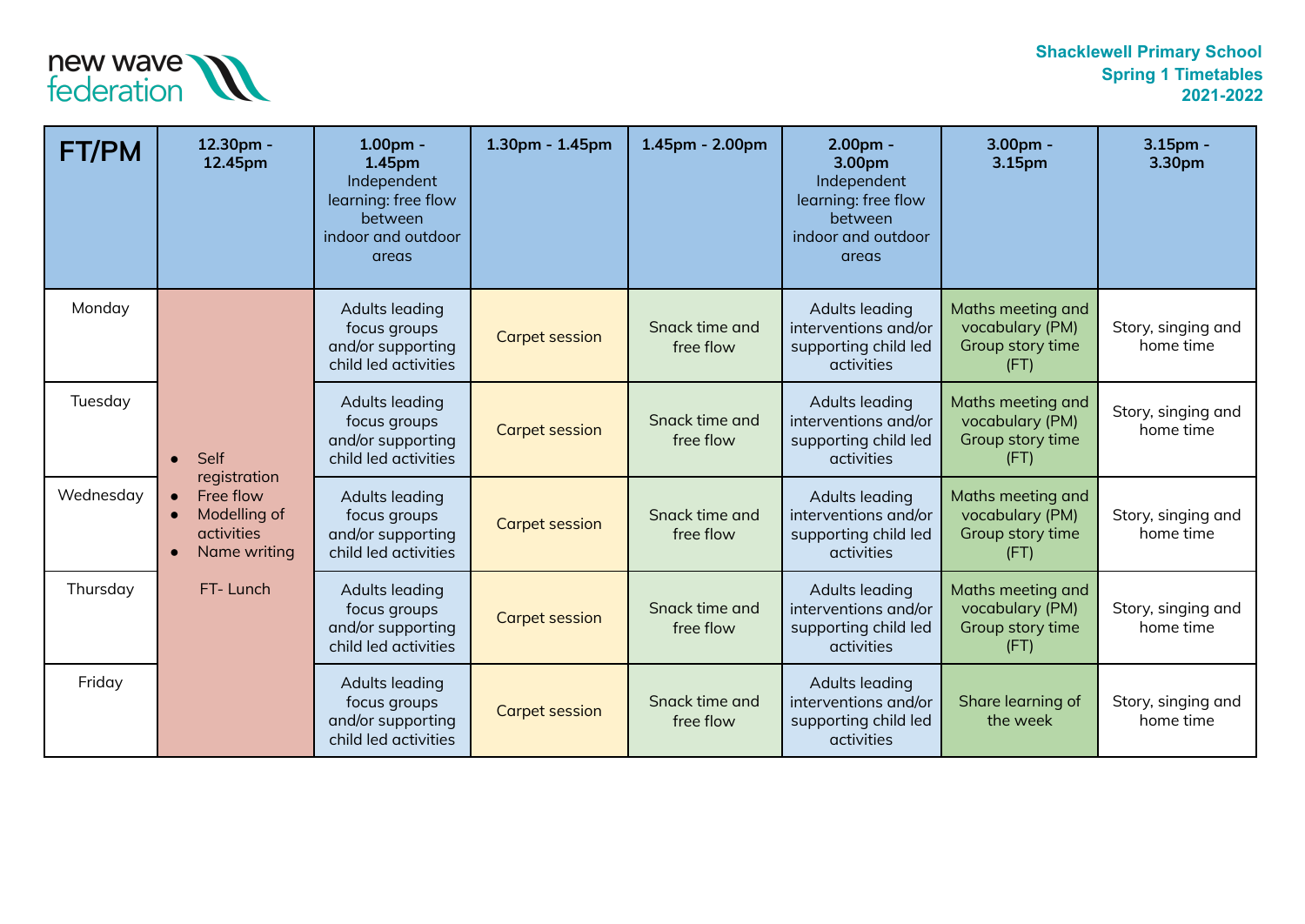new wave federation

**Shacklewell Primary School**
**Spring 1 Timetables**
**2021-2022**

| FT/PM | 12.30pm - 12.45pm | 1.00pm - 1.45pm Independent learning: free flow between indoor and outdoor areas | 1.30pm - 1.45pm | 1.45pm - 2.00pm | 2.00pm - 3.00pm Independent learning: free flow between indoor and outdoor areas | 3.00pm - 3.15pm | 3.15pm - 3.30pm |
|---|---|---|---|---|---|---|---|
| Monday | • Self registration<br>• Free flow<br>• Modelling of activities<br>• Name writing<br><br>FT- Lunch | Adults leading focus groups and/or supporting child led activities | Carpet session | Snack time and free flow | Adults leading interventions and/or supporting child led activities | Maths meeting and vocabulary (PM) Group story time (FT) | Story, singing and home time |
| Tuesday | | Adults leading focus groups and/or supporting child led activities | Carpet session | Snack time and free flow | Adults leading interventions and/or supporting child led activities | Maths meeting and vocabulary (PM) Group story time (FT) | Story, singing and home time |
| Wednesday | | Adults leading focus groups and/or supporting child led activities | Carpet session | Snack time and free flow | Adults leading interventions and/or supporting child led activities | Maths meeting and vocabulary (PM) Group story time (FT) | Story, singing and home time |
| Thursday | | Adults leading focus groups and/or supporting child led activities | Carpet session | Snack time and free flow | Adults leading interventions and/or supporting child led activities | Maths meeting and vocabulary (PM) Group story time (FT) | Story, singing and home time |
| Friday | | Adults leading focus groups and/or supporting child led activities | Carpet session | Snack time and free flow | Adults leading interventions and/or supporting child led activities | Share learning of the week | Story, singing and home time |